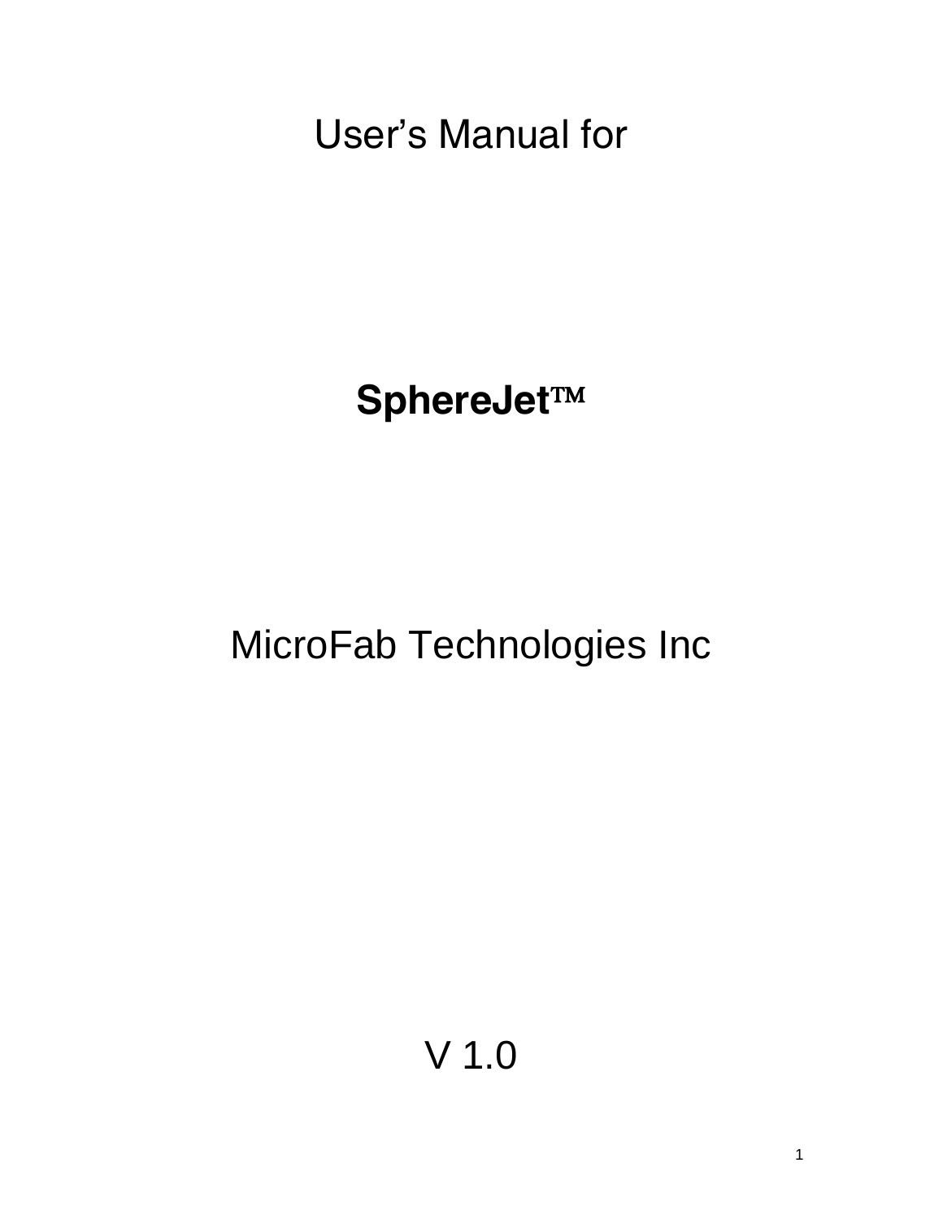User's Manual for

# **SphereJet™**

MicroFab Technologies Inc

V 1.0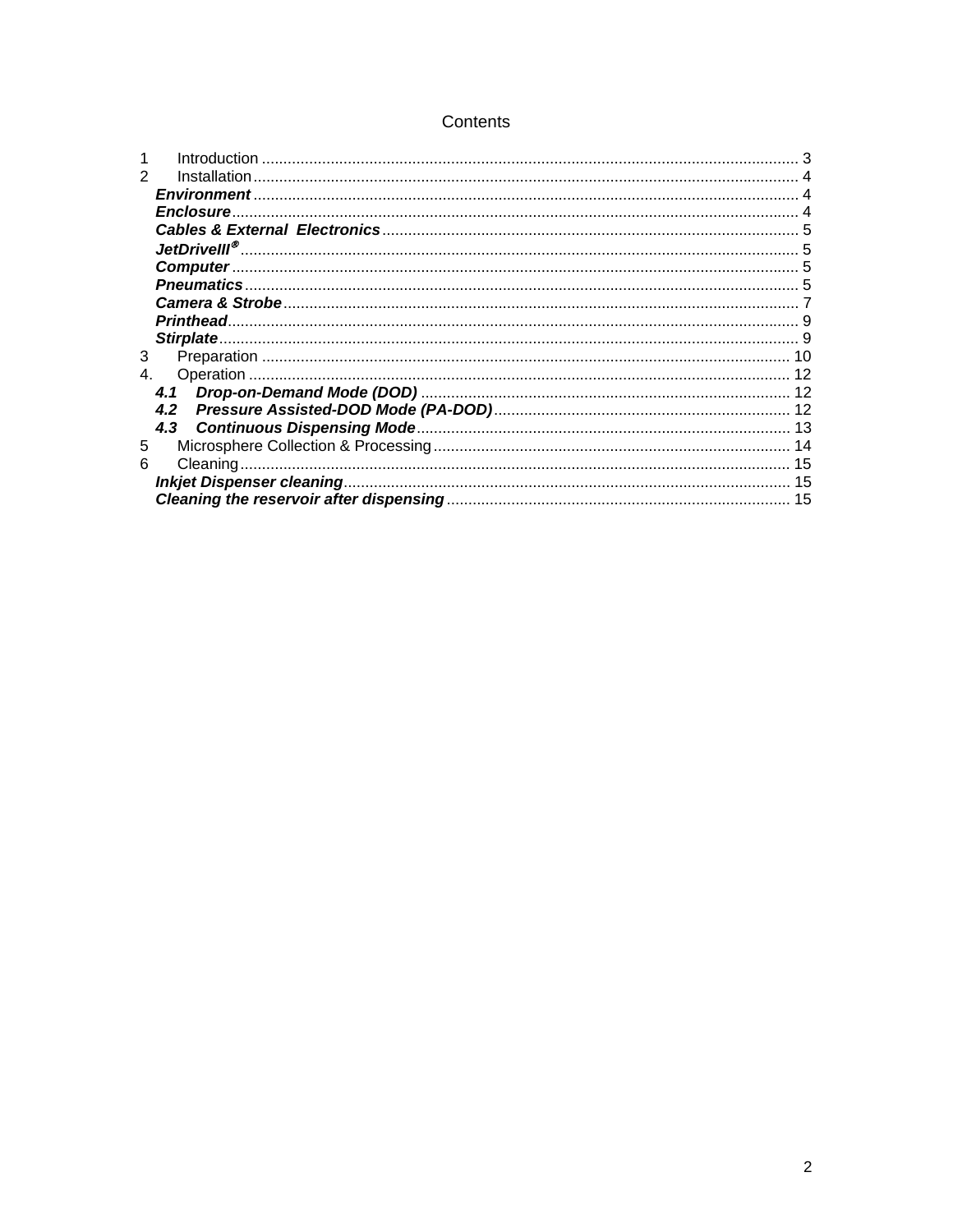# Contents

1 Introduction ............................................................................................................................ 3
2 Installation .............................................................................................................................. 4
*Environment* .............................................................................................................................. 4
*Enclosure* .................................................................................................................................. 4
*Cables & External Electronics* ................................................................................................ 5
*JetDriveIII®* ................................................................................................................................ 5
*Computer* .................................................................................................................................. 5
*Pneumatics* ................................................................................................................................ 5
*Camera & Strobe* ...................................................................................................................... 7
*Printhead* .................................................................................................................................. 9
*Stirplate* ..................................................................................................................................... 9
3 Preparation ........................................................................................................................... 10
4. Operation .............................................................................................................................. 12
*4.1 Drop-on-Demand Mode (DOD)* ........................................................................................ 12
*4.2 Pressure Assisted-DOD Mode (PA-DOD)* ........................................................................ 12
*4.3 Continuous Dispensing Mode* .......................................................................................... 13
5 Microsphere Collection & Processing ................................................................................... 14
6 Cleaning ................................................................................................................................ 15
*Inkjet Dispenser cleaning* ........................................................................................................ 15
*Cleaning the reservoir after dispensing* ................................................................................... 15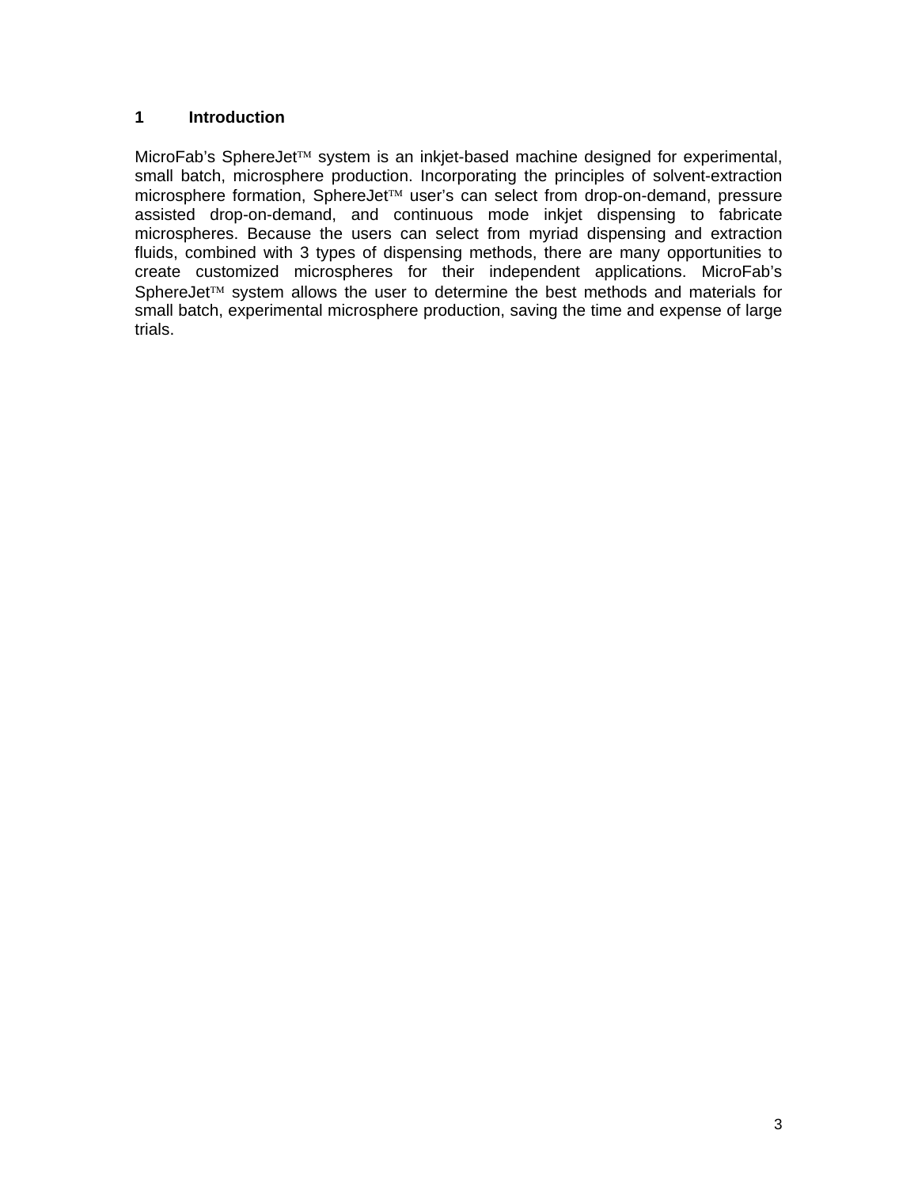# 1 Introduction

MicroFab's SphereJet™ system is an inkjet-based machine designed for experimental, small batch, microsphere production. Incorporating the principles of solvent-extraction microsphere formation, SphereJet™ user's can select from drop-on-demand, pressure assisted drop-on-demand, and continuous mode inkjet dispensing to fabricate microspheres. Because the users can select from myriad dispensing and extraction fluids, combined with 3 types of dispensing methods, there are many opportunities to create customized microspheres for their independent applications. MicroFab's SphereJet™ system allows the user to determine the best methods and materials for small batch, experimental microsphere production, saving the time and expense of large trials.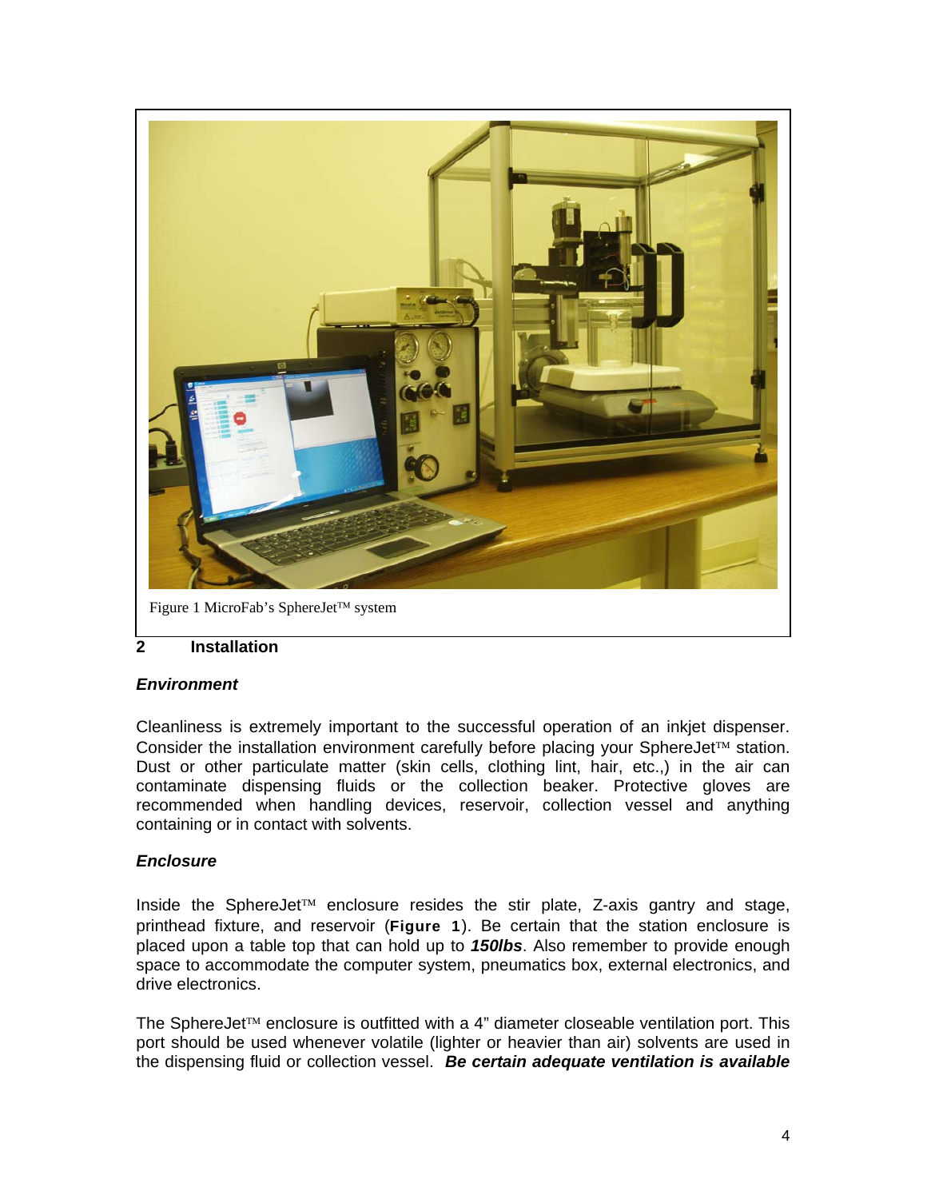Figure 1 MicroFab's SphereJet™ system

## 2 Installation

### *Environment*

Cleanliness is extremely important to the successful operation of an inkjet dispenser. Consider the installation environment carefully before placing your SphereJet™ station. Dust or other particulate matter (skin cells, clothing lint, hair, etc.,) in the air can contaminate dispensing fluids or the collection beaker. Protective gloves are recommended when handling devices, reservoir, collection vessel and anything containing or in contact with solvents.

### *Enclosure*

Inside the SphereJet™ enclosure resides the stir plate, Z-axis gantry and stage, printhead fixture, and reservoir (**Figure 1**). Be certain that the station enclosure is placed upon a table top that can hold up to ***150lbs***. Also remember to provide enough space to accommodate the computer system, pneumatics box, external electronics, and drive electronics.

The SphereJet™ enclosure is outfitted with a 4" diameter closeable ventilation port. This port should be used whenever volatile (lighter or heavier than air) solvents are used in the dispensing fluid or collection vessel. ***Be certain adequate ventilation is available***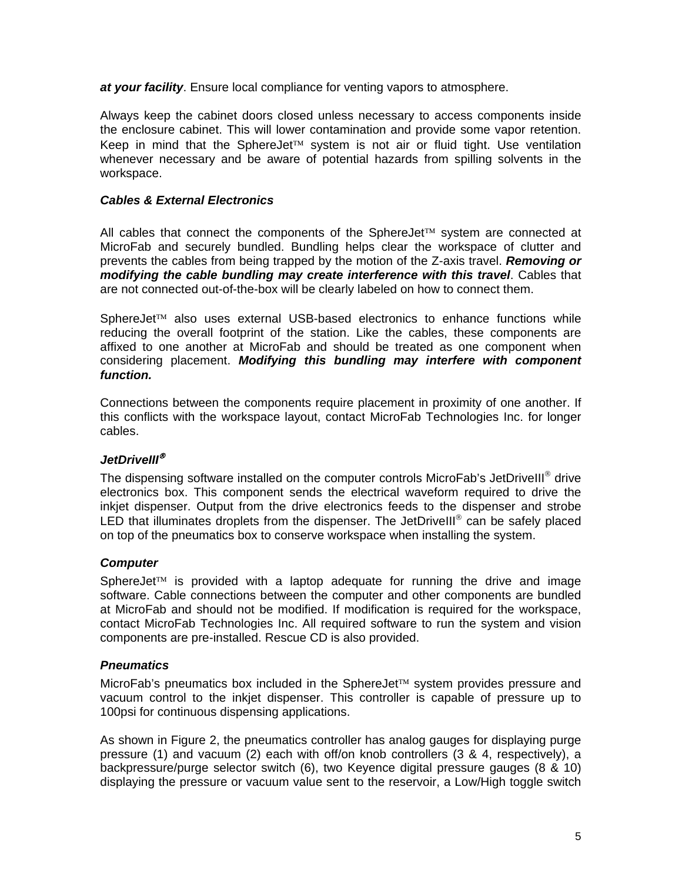***at your facility***. Ensure local compliance for venting vapors to atmosphere.

Always keep the cabinet doors closed unless necessary to access components inside the enclosure cabinet. This will lower contamination and provide some vapor retention. Keep in mind that the SphereJet™ system is not air or fluid tight. Use ventilation whenever necessary and be aware of potential hazards from spilling solvents in the workspace.

### *Cables & External Electronics*

All cables that connect the components of the SphereJet™ system are connected at MicroFab and securely bundled. Bundling helps clear the workspace of clutter and prevents the cables from being trapped by the motion of the Z-axis travel. ***Removing or modifying the cable bundling may create interference with this travel***. Cables that are not connected out-of-the-box will be clearly labeled on how to connect them.

SphereJet™ also uses external USB-based electronics to enhance functions while reducing the overall footprint of the station. Like the cables, these components are affixed to one another at MicroFab and should be treated as one component when considering placement. ***Modifying this bundling may interfere with component function.***

Connections between the components require placement in proximity of one another. If this conflicts with the workspace layout, contact MicroFab Technologies Inc. for longer cables.

### *JetDriveIII®*

The dispensing software installed on the computer controls MicroFab's JetDriveIII® drive electronics box. This component sends the electrical waveform required to drive the inkjet dispenser. Output from the drive electronics feeds to the dispenser and strobe LED that illuminates droplets from the dispenser. The JetDriveIII® can be safely placed on top of the pneumatics box to conserve workspace when installing the system.

### *Computer*

SphereJet™ is provided with a laptop adequate for running the drive and image software. Cable connections between the computer and other components are bundled at MicroFab and should not be modified. If modification is required for the workspace, contact MicroFab Technologies Inc. All required software to run the system and vision components are pre-installed. Rescue CD is also provided.

### *Pneumatics*

MicroFab's pneumatics box included in the SphereJet™ system provides pressure and vacuum control to the inkjet dispenser. This controller is capable of pressure up to 100psi for continuous dispensing applications.

As shown in Figure 2, the pneumatics controller has analog gauges for displaying purge pressure (1) and vacuum (2) each with off/on knob controllers (3 & 4, respectively), a backpressure/purge selector switch (6), two Keyence digital pressure gauges (8 & 10) displaying the pressure or vacuum value sent to the reservoir, a Low/High toggle switch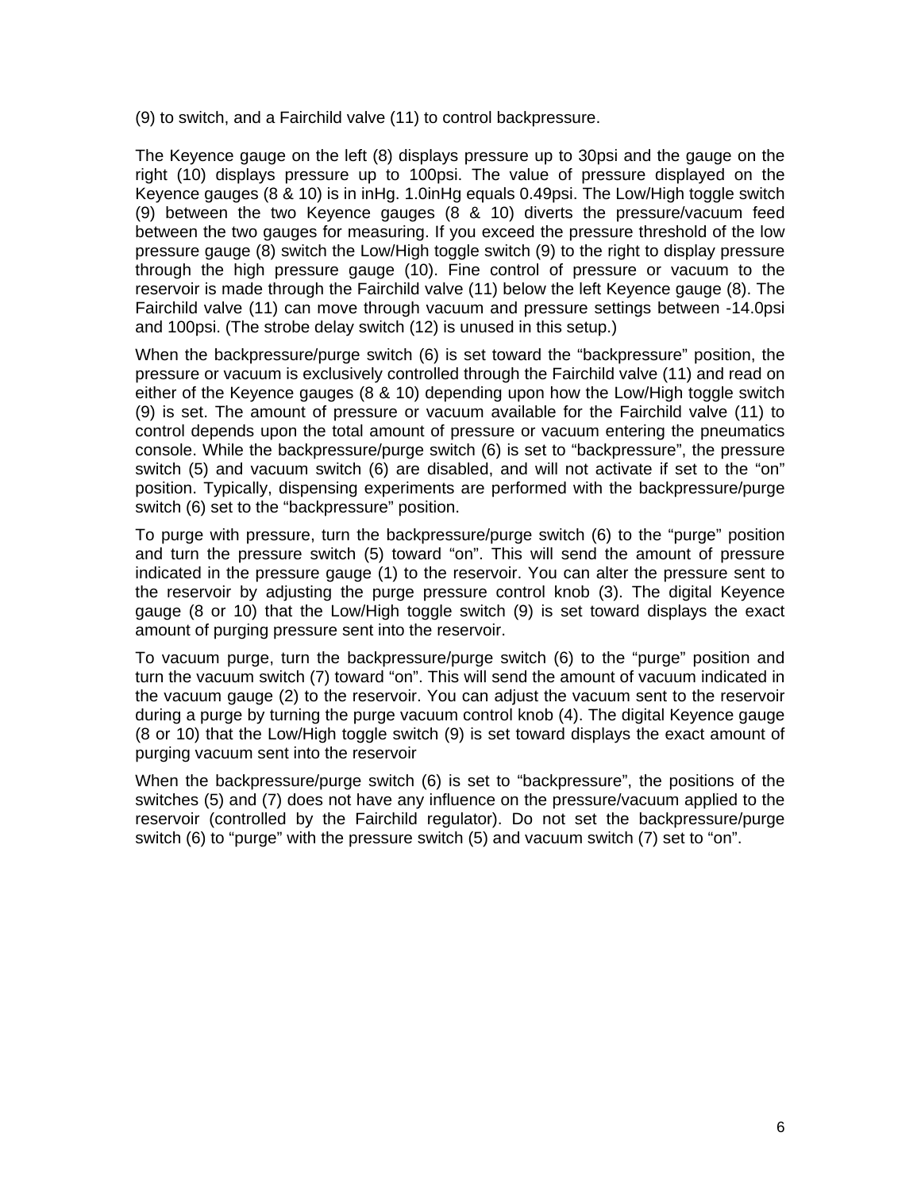(9) to switch, and a Fairchild valve (11) to control backpressure.

The Keyence gauge on the left (8) displays pressure up to 30psi and the gauge on the right (10) displays pressure up to 100psi. The value of pressure displayed on the Keyence gauges (8 & 10) is in inHg. 1.0inHg equals 0.49psi. The Low/High toggle switch (9) between the two Keyence gauges (8 & 10) diverts the pressure/vacuum feed between the two gauges for measuring. If you exceed the pressure threshold of the low pressure gauge (8) switch the Low/High toggle switch (9) to the right to display pressure through the high pressure gauge (10). Fine control of pressure or vacuum to the reservoir is made through the Fairchild valve (11) below the left Keyence gauge (8). The Fairchild valve (11) can move through vacuum and pressure settings between -14.0psi and 100psi. (The strobe delay switch (12) is unused in this setup.)

When the backpressure/purge switch (6) is set toward the "backpressure" position, the pressure or vacuum is exclusively controlled through the Fairchild valve (11) and read on either of the Keyence gauges (8 & 10) depending upon how the Low/High toggle switch (9) is set. The amount of pressure or vacuum available for the Fairchild valve (11) to control depends upon the total amount of pressure or vacuum entering the pneumatics console. While the backpressure/purge switch (6) is set to "backpressure", the pressure switch (5) and vacuum switch (6) are disabled, and will not activate if set to the "on" position. Typically, dispensing experiments are performed with the backpressure/purge switch (6) set to the "backpressure" position.

To purge with pressure, turn the backpressure/purge switch (6) to the "purge" position and turn the pressure switch (5) toward "on". This will send the amount of pressure indicated in the pressure gauge (1) to the reservoir. You can alter the pressure sent to the reservoir by adjusting the purge pressure control knob (3). The digital Keyence gauge (8 or 10) that the Low/High toggle switch (9) is set toward displays the exact amount of purging pressure sent into the reservoir.

To vacuum purge, turn the backpressure/purge switch (6) to the "purge" position and turn the vacuum switch (7) toward "on". This will send the amount of vacuum indicated in the vacuum gauge (2) to the reservoir. You can adjust the vacuum sent to the reservoir during a purge by turning the purge vacuum control knob (4). The digital Keyence gauge (8 or 10) that the Low/High toggle switch (9) is set toward displays the exact amount of purging vacuum sent into the reservoir

When the backpressure/purge switch (6) is set to "backpressure", the positions of the switches (5) and (7) does not have any influence on the pressure/vacuum applied to the reservoir (controlled by the Fairchild regulator). Do not set the backpressure/purge switch (6) to "purge" with the pressure switch (5) and vacuum switch (7) set to "on".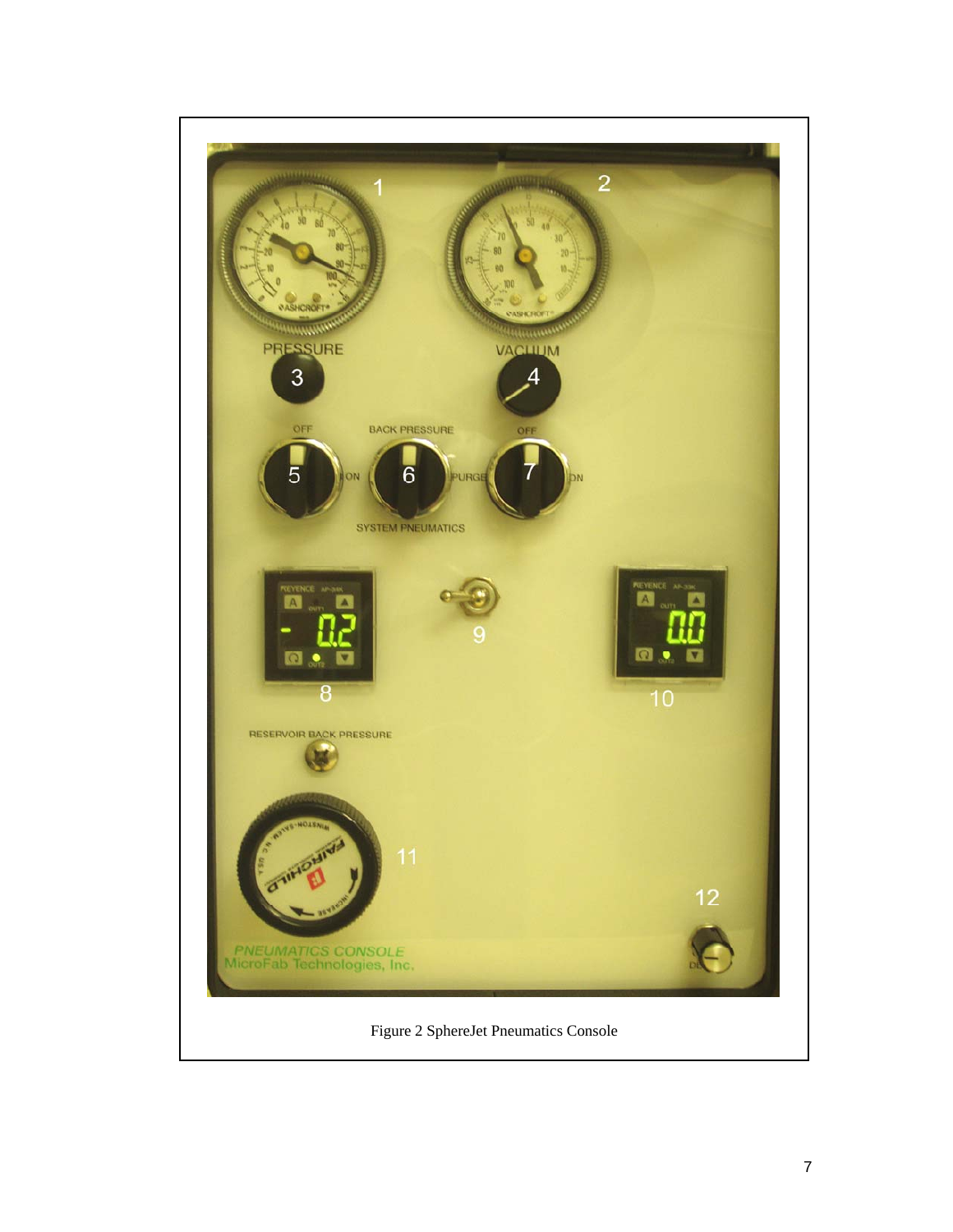Figure 2 SphereJet Pneumatics Console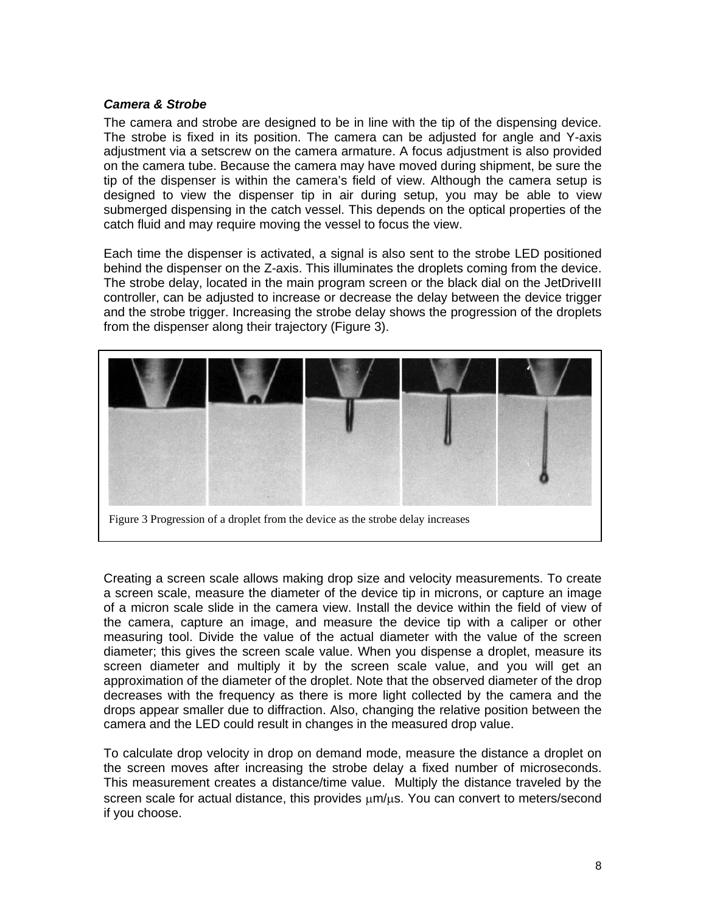### *Camera & Strobe*

The camera and strobe are designed to be in line with the tip of the dispensing device. The strobe is fixed in its position. The camera can be adjusted for angle and Y-axis adjustment via a setscrew on the camera armature. A focus adjustment is also provided on the camera tube. Because the camera may have moved during shipment, be sure the tip of the dispenser is within the camera's field of view. Although the camera setup is designed to view the dispenser tip in air during setup, you may be able to view submerged dispensing in the catch vessel. This depends on the optical properties of the catch fluid and may require moving the vessel to focus the view.

Each time the dispenser is activated, a signal is also sent to the strobe LED positioned behind the dispenser on the Z-axis. This illuminates the droplets coming from the device. The strobe delay, located in the main program screen or the black dial on the JetDriveIII controller, can be adjusted to increase or decrease the delay between the device trigger and the strobe trigger. Increasing the strobe delay shows the progression of the droplets from the dispenser along their trajectory (Figure 3).

Figure 3 Progression of a droplet from the device as the strobe delay increases

Creating a screen scale allows making drop size and velocity measurements. To create a screen scale, measure the diameter of the device tip in microns, or capture an image of a micron scale slide in the camera view. Install the device within the field of view of the camera, capture an image, and measure the device tip with a caliper or other measuring tool. Divide the value of the actual diameter with the value of the screen diameter; this gives the screen scale value. When you dispense a droplet, measure its screen diameter and multiply it by the screen scale value, and you will get an approximation of the diameter of the droplet. Note that the observed diameter of the drop decreases with the frequency as there is more light collected by the camera and the drops appear smaller due to diffraction. Also, changing the relative position between the camera and the LED could result in changes in the measured drop value.

To calculate drop velocity in drop on demand mode, measure the distance a droplet on the screen moves after increasing the strobe delay a fixed number of microseconds. This measurement creates a distance/time value. Multiply the distance traveled by the screen scale for actual distance, this provides μm/μs. You can convert to meters/second if you choose.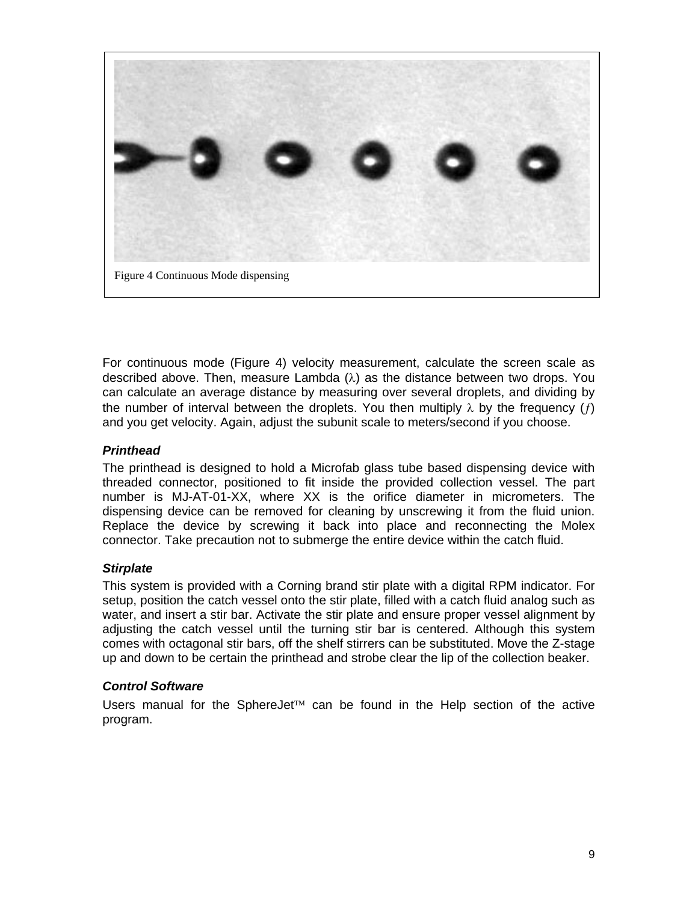Figure 4 Continuous Mode dispensing

For continuous mode (Figure 4) velocity measurement, calculate the screen scale as described above. Then, measure Lambda ($\lambda$) as the distance between two drops. You can calculate an average distance by measuring over several droplets, and dividing by the number of interval between the droplets. You then multiply $\lambda$ by the frequency ($f$) and you get velocity. Again, adjust the subunit scale to meters/second if you choose.

### *Printhead*

The printhead is designed to hold a Microfab glass tube based dispensing device with threaded connector, positioned to fit inside the provided collection vessel. The part number is MJ-AT-01-XX, where XX is the orifice diameter in micrometers. The dispensing device can be removed for cleaning by unscrewing it from the fluid union. Replace the device by screwing it back into place and reconnecting the Molex connector. Take precaution not to submerge the entire device within the catch fluid.

### *Stirplate*

This system is provided with a Corning brand stir plate with a digital RPM indicator. For setup, position the catch vessel onto the stir plate, filled with a catch fluid analog such as water, and insert a stir bar. Activate the stir plate and ensure proper vessel alignment by adjusting the catch vessel until the turning stir bar is centered. Although this system comes with octagonal stir bars, off the shelf stirrers can be substituted. Move the Z-stage up and down to be certain the printhead and strobe clear the lip of the collection beaker.

### *Control Software*

Users manual for the SphereJet™ can be found in the Help section of the active program.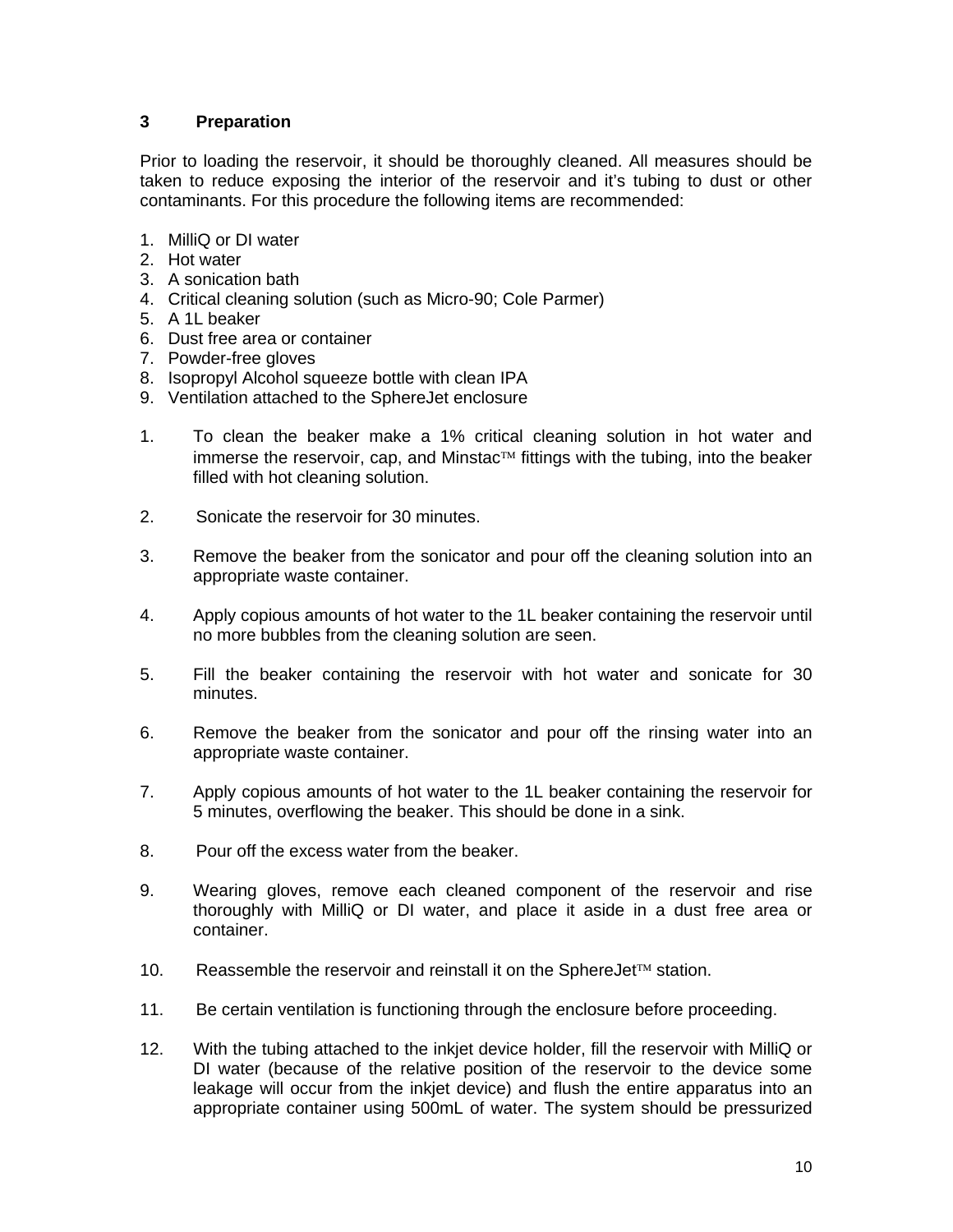## 3 Preparation

Prior to loading the reservoir, it should be thoroughly cleaned. All measures should be taken to reduce exposing the interior of the reservoir and it's tubing to dust or other contaminants. For this procedure the following items are recommended:

1. MilliQ or DI water
2. Hot water
3. A sonication bath
4. Critical cleaning solution (such as Micro-90; Cole Parmer)
5. A 1L beaker
6. Dust free area or container
7. Powder-free gloves
8. Isopropyl Alcohol squeeze bottle with clean IPA
9. Ventilation attached to the SphereJet enclosure

1. To clean the beaker make a 1% critical cleaning solution in hot water and immerse the reservoir, cap, and Minstac™ fittings with the tubing, into the beaker filled with hot cleaning solution.

2. Sonicate the reservoir for 30 minutes.

3. Remove the beaker from the sonicator and pour off the cleaning solution into an appropriate waste container.

4. Apply copious amounts of hot water to the 1L beaker containing the reservoir until no more bubbles from the cleaning solution are seen.

5. Fill the beaker containing the reservoir with hot water and sonicate for 30 minutes.

6. Remove the beaker from the sonicator and pour off the rinsing water into an appropriate waste container.

7. Apply copious amounts of hot water to the 1L beaker containing the reservoir for 5 minutes, overflowing the beaker. This should be done in a sink.

8. Pour off the excess water from the beaker.

9. Wearing gloves, remove each cleaned component of the reservoir and rise thoroughly with MilliQ or DI water, and place it aside in a dust free area or container.

10. Reassemble the reservoir and reinstall it on the SphereJet™ station.

11. Be certain ventilation is functioning through the enclosure before proceeding.

12. With the tubing attached to the inkjet device holder, fill the reservoir with MilliQ or DI water (because of the relative position of the reservoir to the device some leakage will occur from the inkjet device) and flush the entire apparatus into an appropriate container using 500mL of water. The system should be pressurized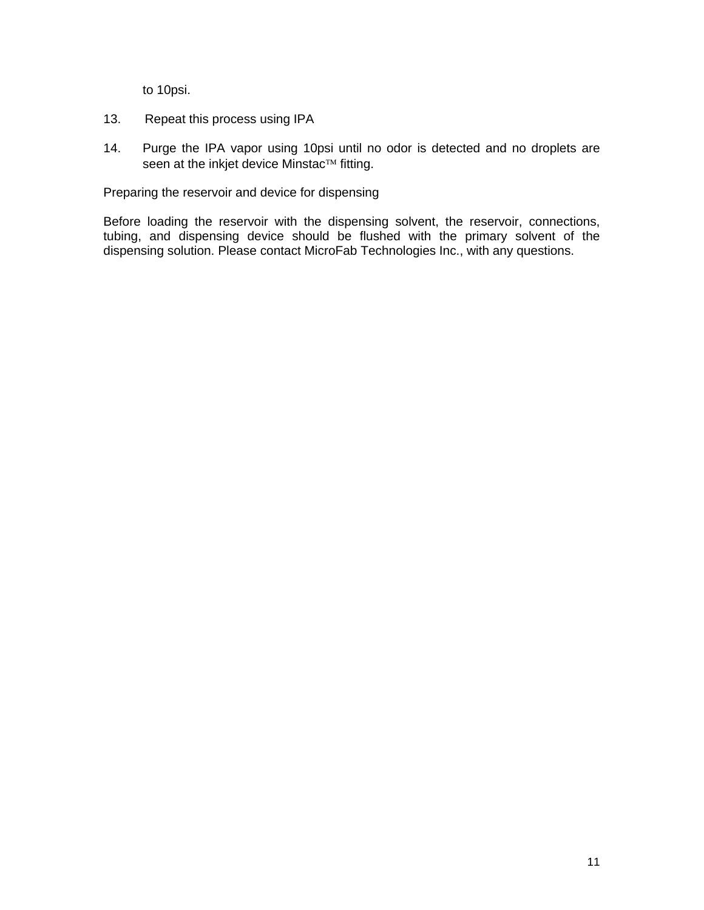to 10psi.

13. Repeat this process using IPA

14. Purge the IPA vapor using 10psi until no odor is detected and no droplets are seen at the inkjet device Minstac™ fitting.

Preparing the reservoir and device for dispensing

Before loading the reservoir with the dispensing solvent, the reservoir, connections, tubing, and dispensing device should be flushed with the primary solvent of the dispensing solution. Please contact MicroFab Technologies Inc., with any questions.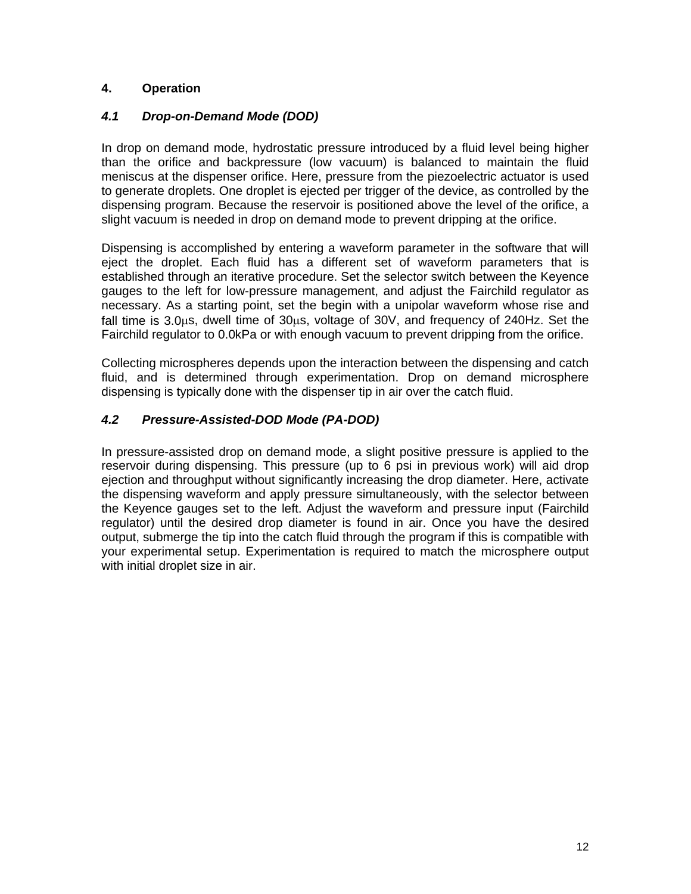## 4. Operation

### *4.1 Drop-on-Demand Mode (DOD)*

In drop on demand mode, hydrostatic pressure introduced by a fluid level being higher than the orifice and backpressure (low vacuum) is balanced to maintain the fluid meniscus at the dispenser orifice. Here, pressure from the piezoelectric actuator is used to generate droplets. One droplet is ejected per trigger of the device, as controlled by the dispensing program. Because the reservoir is positioned above the level of the orifice, a slight vacuum is needed in drop on demand mode to prevent dripping at the orifice.

Dispensing is accomplished by entering a waveform parameter in the software that will eject the droplet. Each fluid has a different set of waveform parameters that is established through an iterative procedure. Set the selector switch between the Keyence gauges to the left for low-pressure management, and adjust the Fairchild regulator as necessary. As a starting point, set the begin with a unipolar waveform whose rise and fall time is 3.0μs, dwell time of 30μs, voltage of 30V, and frequency of 240Hz. Set the Fairchild regulator to 0.0kPa or with enough vacuum to prevent dripping from the orifice.

Collecting microspheres depends upon the interaction between the dispensing and catch fluid, and is determined through experimentation. Drop on demand microsphere dispensing is typically done with the dispenser tip in air over the catch fluid.

### *4.2 Pressure-Assisted-DOD Mode (PA-DOD)*

In pressure-assisted drop on demand mode, a slight positive pressure is applied to the reservoir during dispensing. This pressure (up to 6 psi in previous work) will aid drop ejection and throughput without significantly increasing the drop diameter. Here, activate the dispensing waveform and apply pressure simultaneously, with the selector between the Keyence gauges set to the left. Adjust the waveform and pressure input (Fairchild regulator) until the desired drop diameter is found in air. Once you have the desired output, submerge the tip into the catch fluid through the program if this is compatible with your experimental setup. Experimentation is required to match the microsphere output with initial droplet size in air.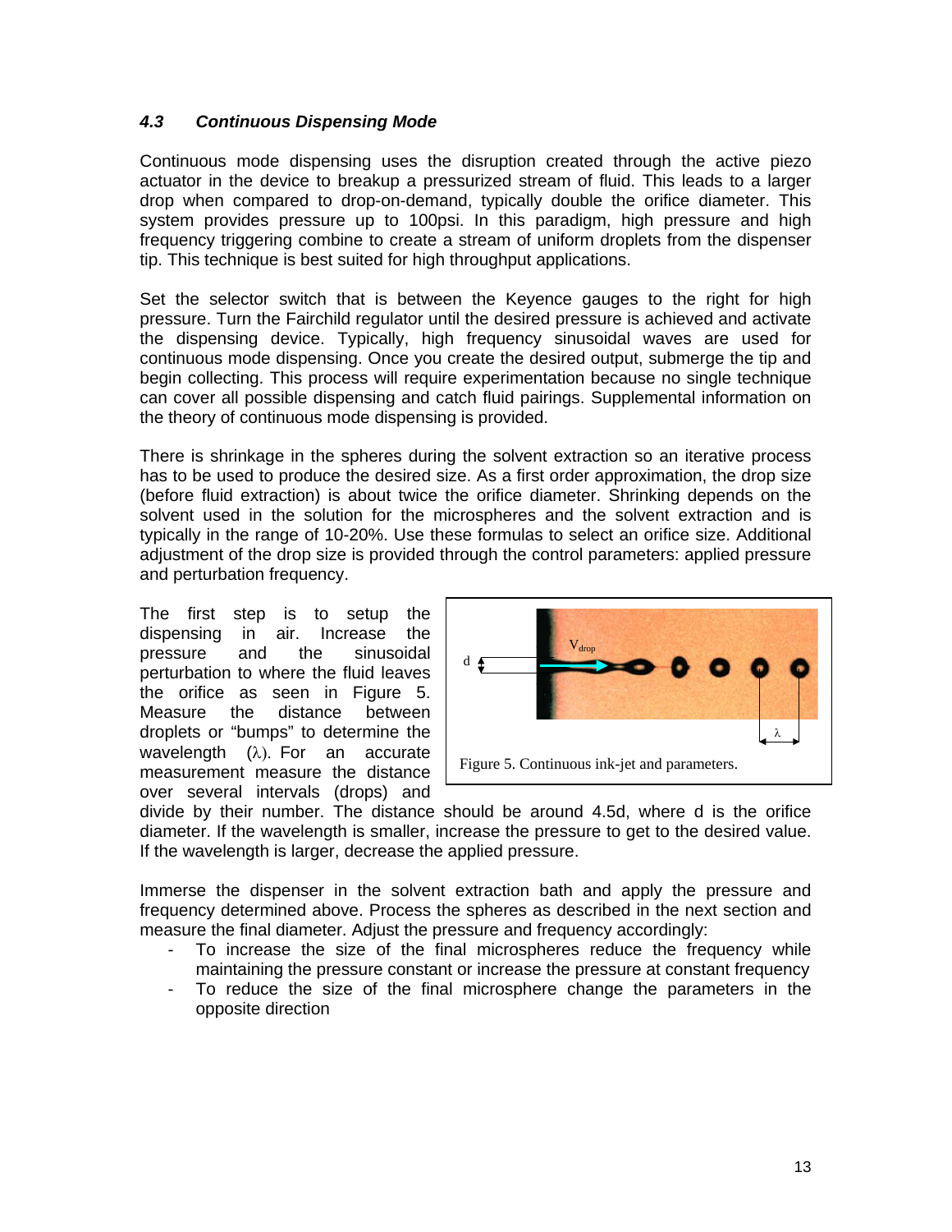### *4.3 Continuous Dispensing Mode*

Continuous mode dispensing uses the disruption created through the active piezo actuator in the device to breakup a pressurized stream of fluid. This leads to a larger drop when compared to drop-on-demand, typically double the orifice diameter. This system provides pressure up to 100psi. In this paradigm, high pressure and high frequency triggering combine to create a stream of uniform droplets from the dispenser tip. This technique is best suited for high throughput applications.

Set the selector switch that is between the Keyence gauges to the right for high pressure. Turn the Fairchild regulator until the desired pressure is achieved and activate the dispensing device. Typically, high frequency sinusoidal waves are used for continuous mode dispensing. Once you create the desired output, submerge the tip and begin collecting. This process will require experimentation because no single technique can cover all possible dispensing and catch fluid pairings. Supplemental information on the theory of continuous mode dispensing is provided.

There is shrinkage in the spheres during the solvent extraction so an iterative process has to be used to produce the desired size. As a first order approximation, the drop size (before fluid extraction) is about twice the orifice diameter. Shrinking depends on the solvent used in the solution for the microspheres and the solvent extraction and is typically in the range of 10-20%. Use these formulas to select an orifice size. Additional adjustment of the drop size is provided through the control parameters: applied pressure and perturbation frequency.

The first step is to setup the dispensing in air. Increase the pressure and the sinusoidal perturbation to where the fluid leaves the orifice as seen in Figure 5. Measure the distance between droplets or "bumps" to determine the wavelength ($\lambda$). For an accurate measurement measure the distance over several intervals (drops) and divide by their number. The distance should be around 4.5d, where d is the orifice diameter. If the wavelength is smaller, increase the pressure to get to the desired value. If the wavelength is larger, decrease the applied pressure.

Figure 5. Continuous ink-jet and parameters.

Immerse the dispenser in the solvent extraction bath and apply the pressure and frequency determined above. Process the spheres as described in the next section and measure the final diameter. Adjust the pressure and frequency accordingly:

- To increase the size of the final microspheres reduce the frequency while maintaining the pressure constant or increase the pressure at constant frequency
- To reduce the size of the final microsphere change the parameters in the opposite direction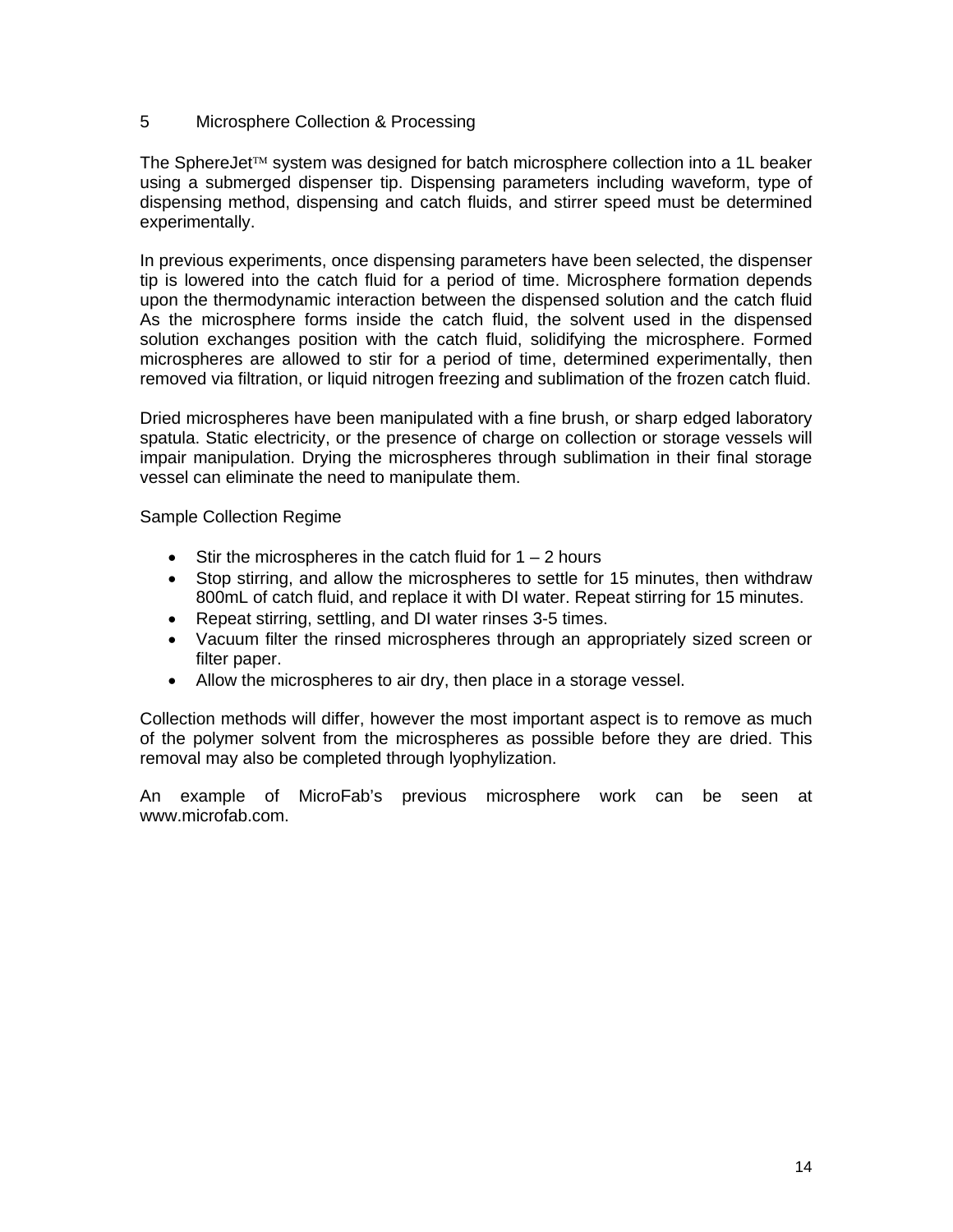## 5 Microsphere Collection & Processing

The SphereJet™ system was designed for batch microsphere collection into a 1L beaker using a submerged dispenser tip. Dispensing parameters including waveform, type of dispensing method, dispensing and catch fluids, and stirrer speed must be determined experimentally.

In previous experiments, once dispensing parameters have been selected, the dispenser tip is lowered into the catch fluid for a period of time. Microsphere formation depends upon the thermodynamic interaction between the dispensed solution and the catch fluid As the microsphere forms inside the catch fluid, the solvent used in the dispensed solution exchanges position with the catch fluid, solidifying the microsphere. Formed microspheres are allowed to stir for a period of time, determined experimentally, then removed via filtration, or liquid nitrogen freezing and sublimation of the frozen catch fluid.

Dried microspheres have been manipulated with a fine brush, or sharp edged laboratory spatula. Static electricity, or the presence of charge on collection or storage vessels will impair manipulation. Drying the microspheres through sublimation in their final storage vessel can eliminate the need to manipulate them.

Sample Collection Regime

- Stir the microspheres in the catch fluid for 1 – 2 hours
- Stop stirring, and allow the microspheres to settle for 15 minutes, then withdraw 800mL of catch fluid, and replace it with DI water. Repeat stirring for 15 minutes.
- Repeat stirring, settling, and DI water rinses 3-5 times.
- Vacuum filter the rinsed microspheres through an appropriately sized screen or filter paper.
- Allow the microspheres to air dry, then place in a storage vessel.

Collection methods will differ, however the most important aspect is to remove as much of the polymer solvent from the microspheres as possible before they are dried. This removal may also be completed through lyophylization.

An example of MicroFab's previous microsphere work can be seen at www.microfab.com.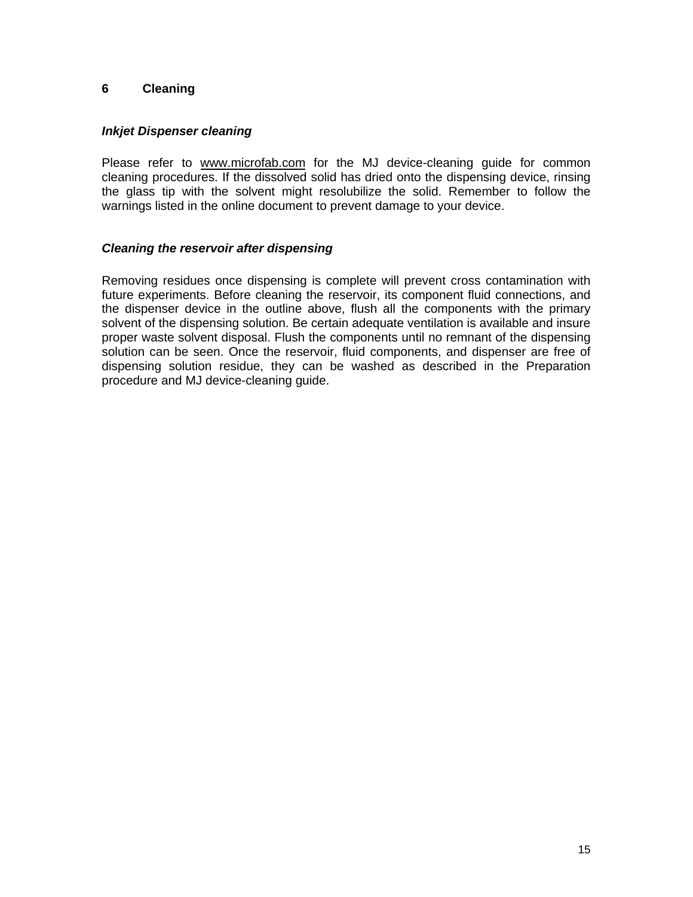## 6 Cleaning

### *Inkjet Dispenser cleaning*

Please refer to www.microfab.com for the MJ device-cleaning guide for common cleaning procedures. If the dissolved solid has dried onto the dispensing device, rinsing the glass tip with the solvent might resolubilize the solid. Remember to follow the warnings listed in the online document to prevent damage to your device.

### *Cleaning the reservoir after dispensing*

Removing residues once dispensing is complete will prevent cross contamination with future experiments. Before cleaning the reservoir, its component fluid connections, and the dispenser device in the outline above, flush all the components with the primary solvent of the dispensing solution. Be certain adequate ventilation is available and insure proper waste solvent disposal. Flush the components until no remnant of the dispensing solution can be seen. Once the reservoir, fluid components, and dispenser are free of dispensing solution residue, they can be washed as described in the Preparation procedure and MJ device-cleaning guide.